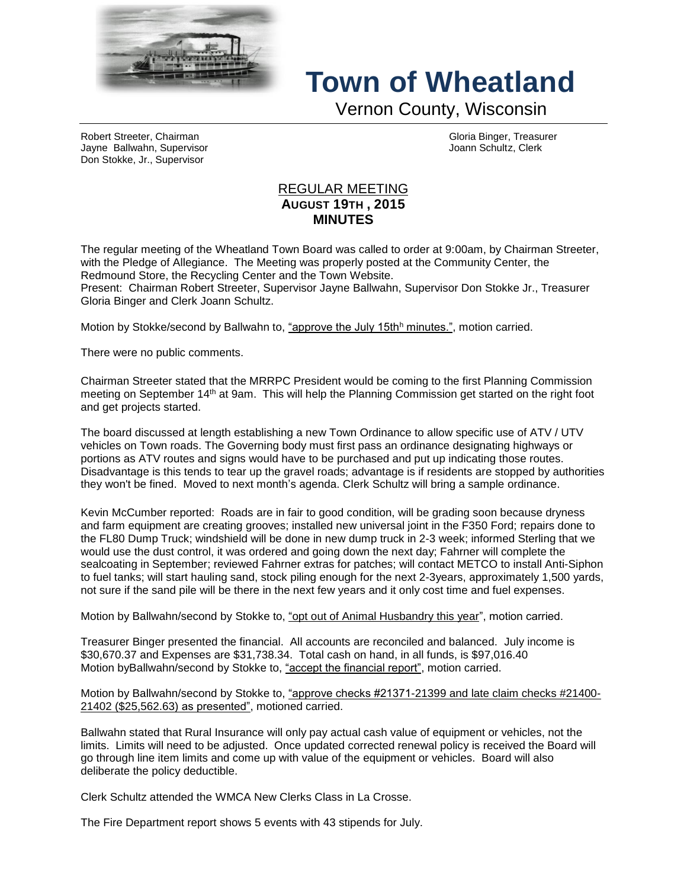# Town of Wheatland

Vernon County, Wisconsin

Robert Streeter, Chairman
Jayne Ballwahn, Supervisor
Don Stokke, Jr., Supervisor

Gloria Binger, Treasurer
Joann Schultz, Clerk

## REGULAR MEETING
## AUGUST 19TH , 2015
## MINUTES

The regular meeting of the Wheatland Town Board was called to order at 9:00am, by Chairman Streeter, with the Pledge of Allegiance. The Meeting was properly posted at the Community Center, the Redmound Store, the Recycling Center and the Town Website.
Present: Chairman Robert Streeter, Supervisor Jayne Ballwahn, Supervisor Don Stokke Jr., Treasurer Gloria Binger and Clerk Joann Schultz.

Motion by Stokke/second by Ballwahn to, "approve the July 15th[h] minutes.", motion carried.

There were no public comments.

Chairman Streeter stated that the MRRPC President would be coming to the first Planning Commission meeting on September 14th at 9am. This will help the Planning Commission get started on the right foot and get projects started.

The board discussed at length establishing a new Town Ordinance to allow specific use of ATV / UTV vehicles on Town roads. The Governing body must first pass an ordinance designating highways or portions as ATV routes and signs would have to be purchased and put up indicating those routes. Disadvantage is this tends to tear up the gravel roads; advantage is if residents are stopped by authorities they won't be fined. Moved to next month's agenda. Clerk Schultz will bring a sample ordinance.

Kevin McCumber reported: Roads are in fair to good condition, will be grading soon because dryness and farm equipment are creating grooves; installed new universal joint in the F350 Ford; repairs done to the FL80 Dump Truck; windshield will be done in new dump truck in 2-3 week; informed Sterling that we would use the dust control, it was ordered and going down the next day; Fahrner will complete the sealcoating in September; reviewed Fahrner extras for patches; will contact METCO to install Anti-Siphon to fuel tanks; will start hauling sand, stock piling enough for the next 2-3years, approximately 1,500 yards, not sure if the sand pile will be there in the next few years and it only cost time and fuel expenses.

Motion by Ballwahn/second by Stokke to, "opt out of Animal Husbandry this year", motion carried.

Treasurer Binger presented the financial. All accounts are reconciled and balanced. July income is $30,670.37 and Expenses are $31,738.34. Total cash on hand, in all funds, is $97,016.40
Motion byBallwahn/second by Stokke to, "accept the financial report", motion carried.

Motion by Ballwahn/second by Stokke to, "approve checks #21371-21399 and late claim checks #21400-21402 ($25,562.63) as presented", motioned carried.

Ballwahn stated that Rural Insurance will only pay actual cash value of equipment or vehicles, not the limits. Limits will need to be adjusted. Once updated corrected renewal policy is received the Board will go through line item limits and come up with value of the equipment or vehicles. Board will also deliberate the policy deductible.

Clerk Schultz attended the WMCA New Clerks Class in La Crosse.

The Fire Department report shows 5 events with 43 stipends for July.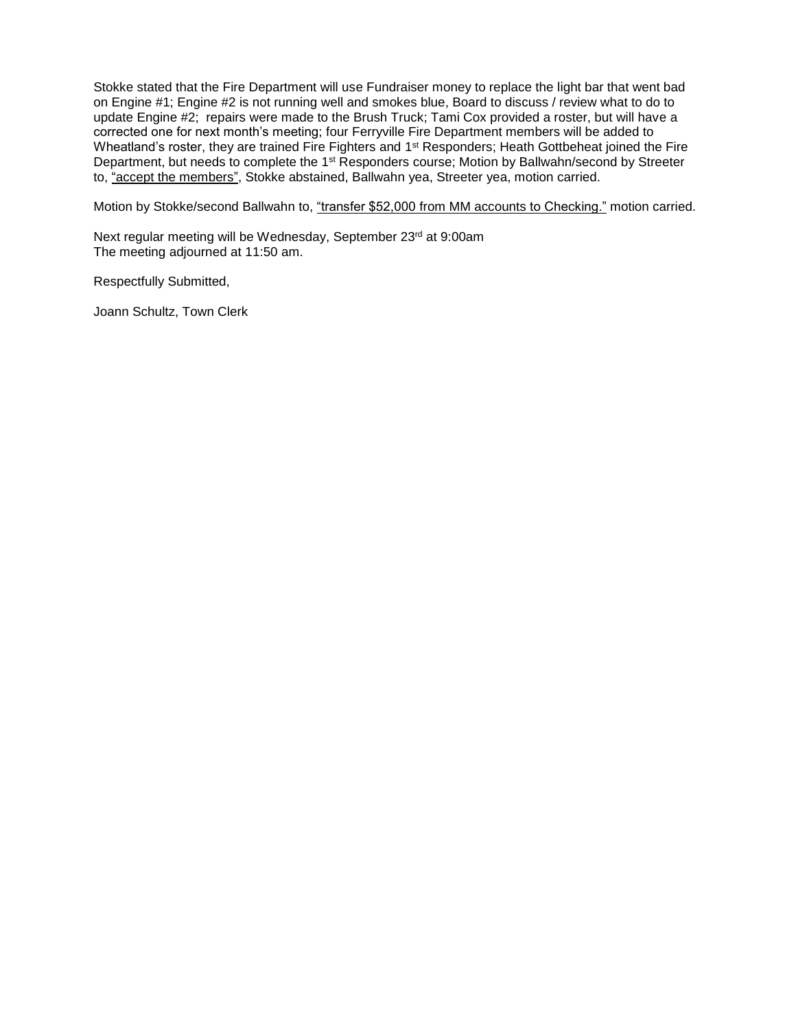Stokke stated that the Fire Department will use Fundraiser money to replace the light bar that went bad on Engine #1; Engine #2 is not running well and smokes blue, Board to discuss / review what to do to update Engine #2; repairs were made to the Brush Truck; Tami Cox provided a roster, but will have a corrected one for next month's meeting; four Ferryville Fire Department members will be added to Wheatland's roster, they are trained Fire Fighters and 1st Responders; Heath Gottbeheat joined the Fire Department, but needs to complete the 1st Responders course; Motion by Ballwahn/second by Streeter to, <u>"accept the members"</u>, Stokke abstained, Ballwahn yea, Streeter yea, motion carried.

Motion by Stokke/second Ballwahn to, <u>"transfer $52,000 from MM accounts to Checking."</u> motion carried.

Next regular meeting will be Wednesday, September 23rd at 9:00am
The meeting adjourned at 11:50 am.

Respectfully Submitted,

Joann Schultz, Town Clerk